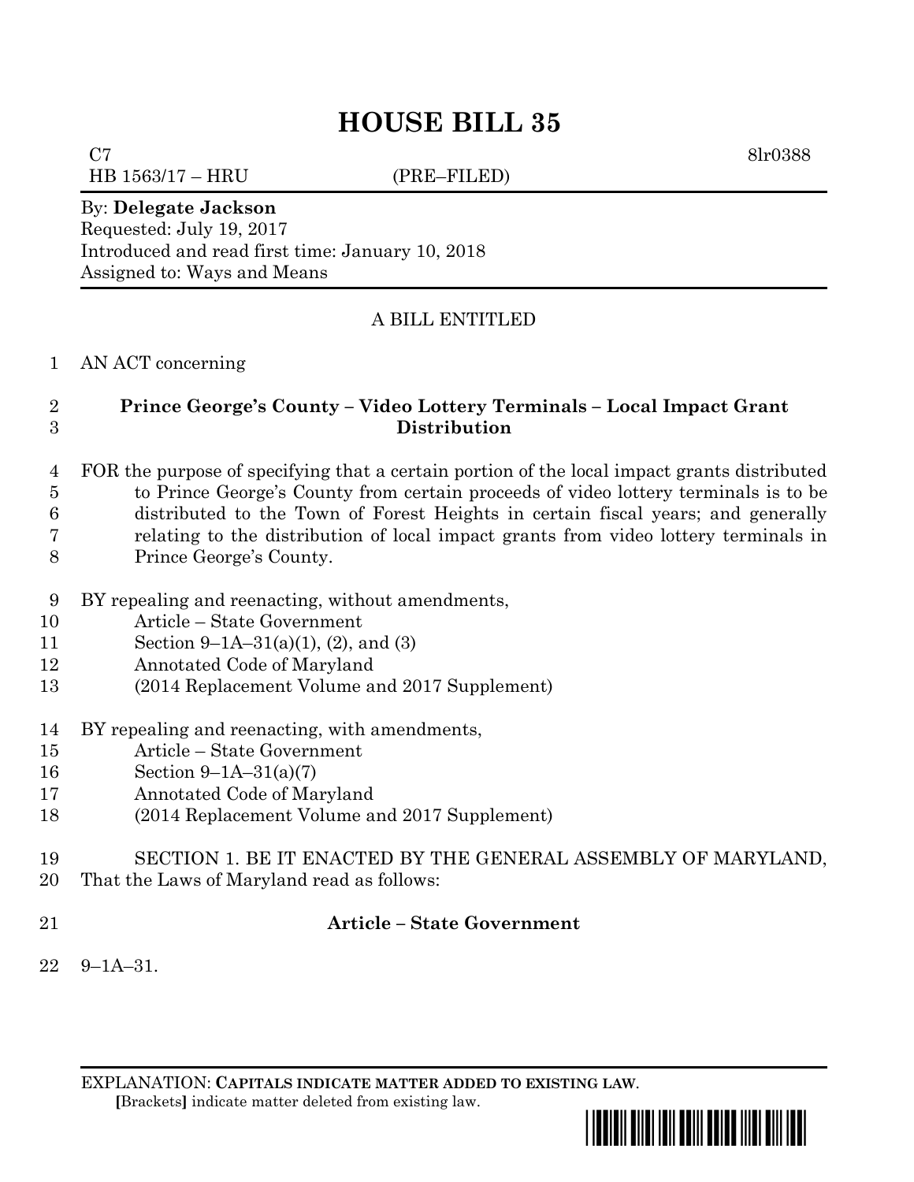# HOUSE BILL 35

C7 8lr0388
HB 1563/17 – HRU (PRE–FILED)

By: **Delegate Jackson**
Requested: July 19, 2017
Introduced and read first time: January 10, 2018
Assigned to: Ways and Means

A BILL ENTITLED

1 AN ACT concerning

2 **Prince George's County – Video Lottery Terminals – Local Impact Grant**
3 **Distribution**

4 FOR the purpose of specifying that a certain portion of the local impact grants distributed
5 to Prince George's County from certain proceeds of video lottery terminals is to be
6 distributed to the Town of Forest Heights in certain fiscal years; and generally
7 relating to the distribution of local impact grants from video lottery terminals in
8 Prince George's County.

9 BY repealing and reenacting, without amendments,
10 Article – State Government
11 Section 9–1A–31(a)(1), (2), and (3)
12 Annotated Code of Maryland
13 (2014 Replacement Volume and 2017 Supplement)

14 BY repealing and reenacting, with amendments,
15 Article – State Government
16 Section 9–1A–31(a)(7)
17 Annotated Code of Maryland
18 (2014 Replacement Volume and 2017 Supplement)

19 SECTION 1. BE IT ENACTED BY THE GENERAL ASSEMBLY OF MARYLAND,
20 That the Laws of Maryland read as follows:

21 **Article – State Government**

22 9–1A–31.

EXPLANATION: **CAPITALS INDICATE MATTER ADDED TO EXISTING LAW**.
**[**Brackets**]** indicate matter deleted from existing law.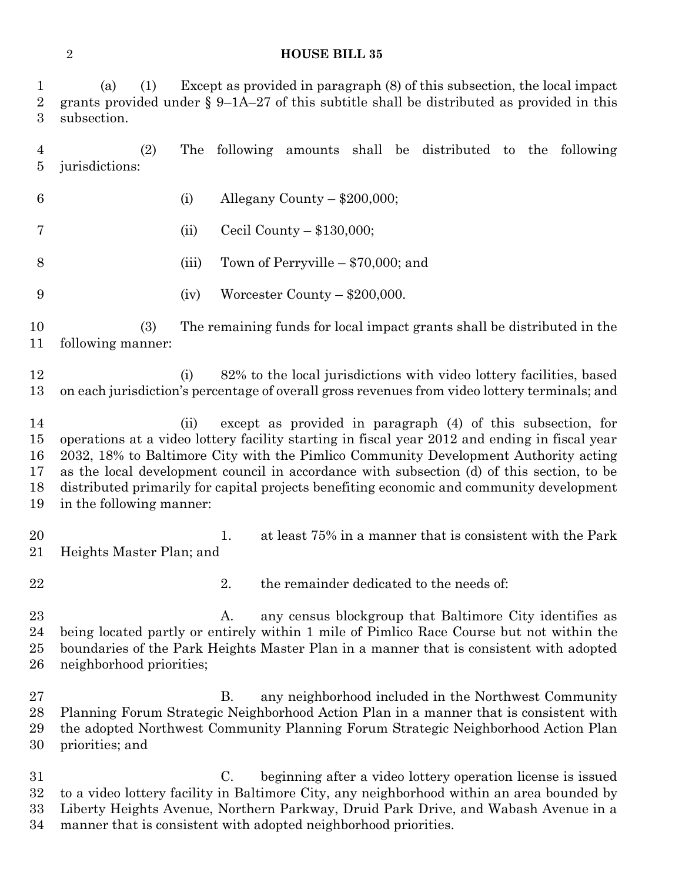(a) (1) Except as provided in paragraph (8) of this subsection, the local impact grants provided under § 9–1A–27 of this subtitle shall be distributed as provided in this subsection.

(2) The following amounts shall be distributed to the following jurisdictions:

(i) Allegany County – $200,000;

(ii) Cecil County – $130,000;

(iii) Town of Perryville – $70,000; and

(iv) Worcester County – $200,000.

(3) The remaining funds for local impact grants shall be distributed in the following manner:

(i) 82% to the local jurisdictions with video lottery facilities, based on each jurisdiction's percentage of overall gross revenues from video lottery terminals; and

(ii) except as provided in paragraph (4) of this subsection, for operations at a video lottery facility starting in fiscal year 2012 and ending in fiscal year 2032, 18% to Baltimore City with the Pimlico Community Development Authority acting as the local development council in accordance with subsection (d) of this section, to be distributed primarily for capital projects benefiting economic and community development in the following manner:

1. at least 75% in a manner that is consistent with the Park Heights Master Plan; and

2. the remainder dedicated to the needs of:

A. any census blockgroup that Baltimore City identifies as being located partly or entirely within 1 mile of Pimlico Race Course but not within the boundaries of the Park Heights Master Plan in a manner that is consistent with adopted neighborhood priorities;

B. any neighborhood included in the Northwest Community Planning Forum Strategic Neighborhood Action Plan in a manner that is consistent with the adopted Northwest Community Planning Forum Strategic Neighborhood Action Plan priorities; and

C. beginning after a video lottery operation license is issued to a video lottery facility in Baltimore City, any neighborhood within an area bounded by Liberty Heights Avenue, Northern Parkway, Druid Park Drive, and Wabash Avenue in a manner that is consistent with adopted neighborhood priorities.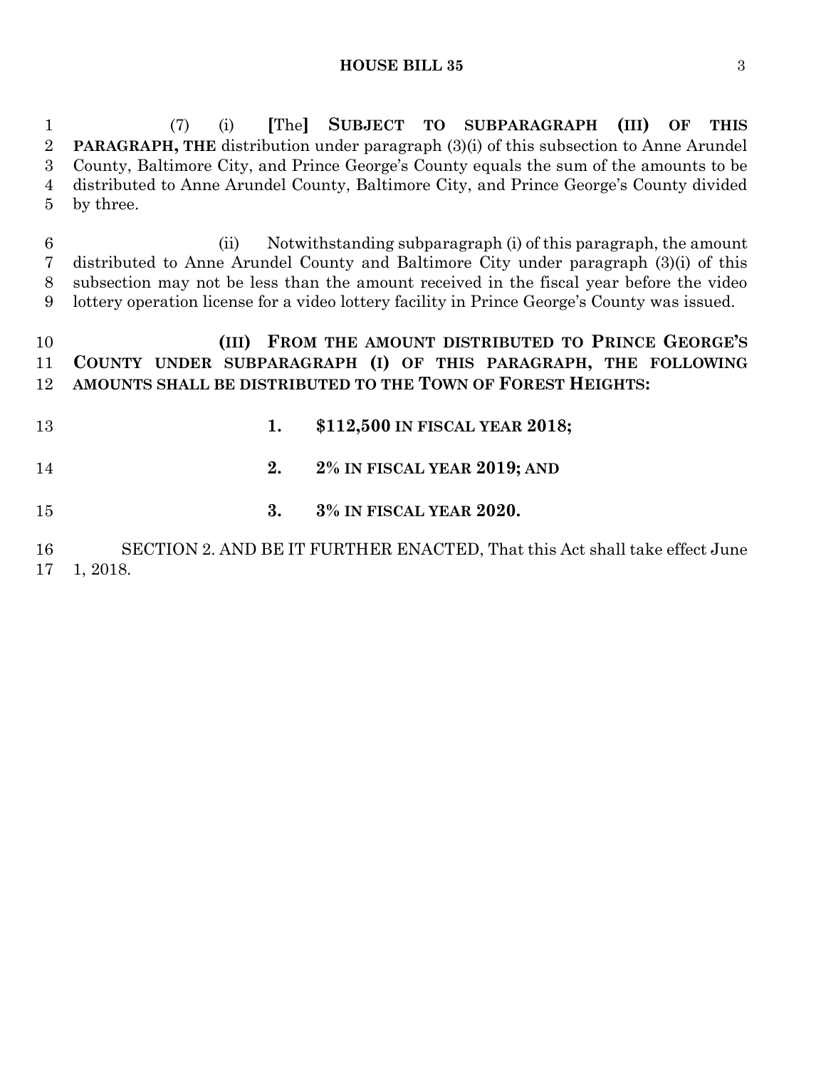(7) (i) [The] **SUBJECT TO SUBPARAGRAPH (III) OF THIS PARAGRAPH, THE** distribution under paragraph (3)(i) of this subsection to Anne Arundel County, Baltimore City, and Prince George's County equals the sum of the amounts to be distributed to Anne Arundel County, Baltimore City, and Prince George's County divided by three.

(ii) Notwithstanding subparagraph (i) of this paragraph, the amount distributed to Anne Arundel County and Baltimore City under paragraph (3)(i) of this subsection may not be less than the amount received in the fiscal year before the video lottery operation license for a video lottery facility in Prince George's County was issued.

**(III) FROM THE AMOUNT DISTRIBUTED TO PRINCE GEORGE'S COUNTY UNDER SUBPARAGRAPH (I) OF THIS PARAGRAPH, THE FOLLOWING AMOUNTS SHALL BE DISTRIBUTED TO THE TOWN OF FOREST HEIGHTS:**

**1. $112,500 IN FISCAL YEAR 2018;**

**2. 2% IN FISCAL YEAR 2019; AND**

**3. 3% IN FISCAL YEAR 2020.**

SECTION 2. AND BE IT FURTHER ENACTED, That this Act shall take effect June 1, 2018.